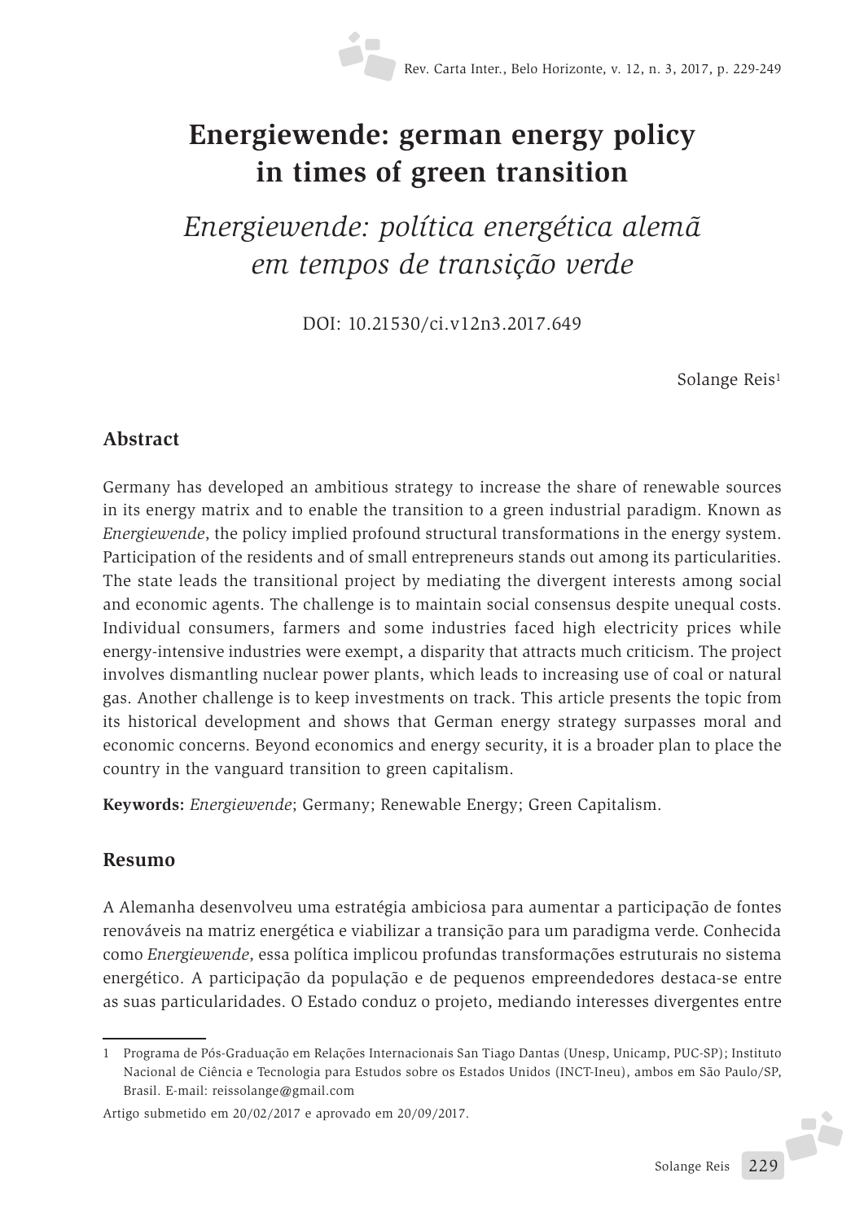# Energiewende: german energy policy in times of green transition

## *Energiewende: política energética alemã em tempos de transição verde*

DOI: 10.21530/ci.v12n3.2017.649

Solange Reis[1]

## Abstract

Germany has developed an ambitious strategy to increase the share of renewable sources in its energy matrix and to enable the transition to a green industrial paradigm. Known as *Energiewende*, the policy implied profound structural transformations in the energy system. Participation of the residents and of small entrepreneurs stands out among its particularities. The state leads the transitional project by mediating the divergent interests among social and economic agents. The challenge is to maintain social consensus despite unequal costs. Individual consumers, farmers and some industries faced high electricity prices while energy-intensive industries were exempt, a disparity that attracts much criticism. The project involves dismantling nuclear power plants, which leads to increasing use of coal or natural gas. Another challenge is to keep investments on track. This article presents the topic from its historical development and shows that German energy strategy surpasses moral and economic concerns. Beyond economics and energy security, it is a broader plan to place the country in the vanguard transition to green capitalism.

**Keywords:** *Energiewende*; Germany; Renewable Energy; Green Capitalism.

## Resumo

A Alemanha desenvolveu uma estratégia ambiciosa para aumentar a participação de fontes renováveis na matriz energética e viabilizar a transição para um paradigma verde. Conhecida como *Energiewende*, essa política implicou profundas transformações estruturais no sistema energético. A participação da população e de pequenos empreendedores destaca-se entre as suas particularidades. O Estado conduz o projeto, mediando interesses divergentes entre

---

1 Programa de Pós-Graduação em Relações Internacionais San Tiago Dantas (Unesp, Unicamp, PUC-SP); Instituto Nacional de Ciência e Tecnologia para Estudos sobre os Estados Unidos (INCT-Ineu), ambos em São Paulo/SP, Brasil. E-mail: reissolange@gmail.com

Artigo submetido em 20/02/2017 e aprovado em 20/09/2017.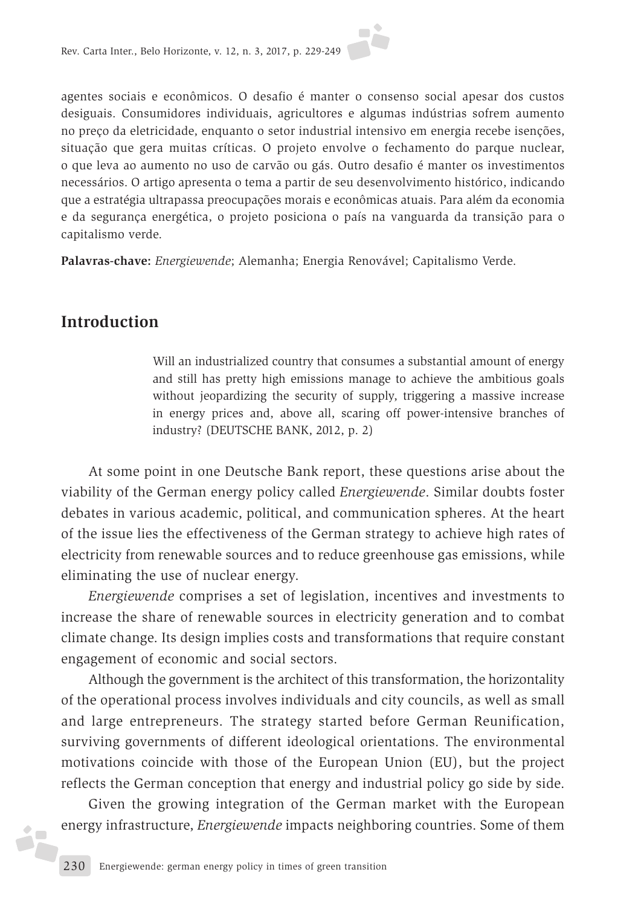agentes sociais e econômicos. O desafio é manter o consenso social apesar dos custos desiguais. Consumidores individuais, agricultores e algumas indústrias sofrem aumento no preço da eletricidade, enquanto o setor industrial intensivo em energia recebe isenções, situação que gera muitas críticas. O projeto envolve o fechamento do parque nuclear, o que leva ao aumento no uso de carvão ou gás. Outro desafio é manter os investimentos necessários. O artigo apresenta o tema a partir de seu desenvolvimento histórico, indicando que a estratégia ultrapassa preocupações morais e econômicas atuais. Para além da economia e da segurança energética, o projeto posiciona o país na vanguarda da transição para o capitalismo verde.

**Palavras-chave:** *Energiewende*; Alemanha; Energia Renovável; Capitalismo Verde.

## Introduction

> Will an industrialized country that consumes a substantial amount of energy and still has pretty high emissions manage to achieve the ambitious goals without jeopardizing the security of supply, triggering a massive increase in energy prices and, above all, scaring off power-intensive branches of industry? (DEUTSCHE BANK, 2012, p. 2)

At some point in one Deutsche Bank report, these questions arise about the viability of the German energy policy called *Energiewende*. Similar doubts foster debates in various academic, political, and communication spheres. At the heart of the issue lies the effectiveness of the German strategy to achieve high rates of electricity from renewable sources and to reduce greenhouse gas emissions, while eliminating the use of nuclear energy.

*Energiewende* comprises a set of legislation, incentives and investments to increase the share of renewable sources in electricity generation and to combat climate change. Its design implies costs and transformations that require constant engagement of economic and social sectors.

Although the government is the architect of this transformation, the horizontality of the operational process involves individuals and city councils, as well as small and large entrepreneurs. The strategy started before German Reunification, surviving governments of different ideological orientations. The environmental motivations coincide with those of the European Union (EU), but the project reflects the German conception that energy and industrial policy go side by side.

Given the growing integration of the German market with the European energy infrastructure, *Energiewende* impacts neighboring countries. Some of them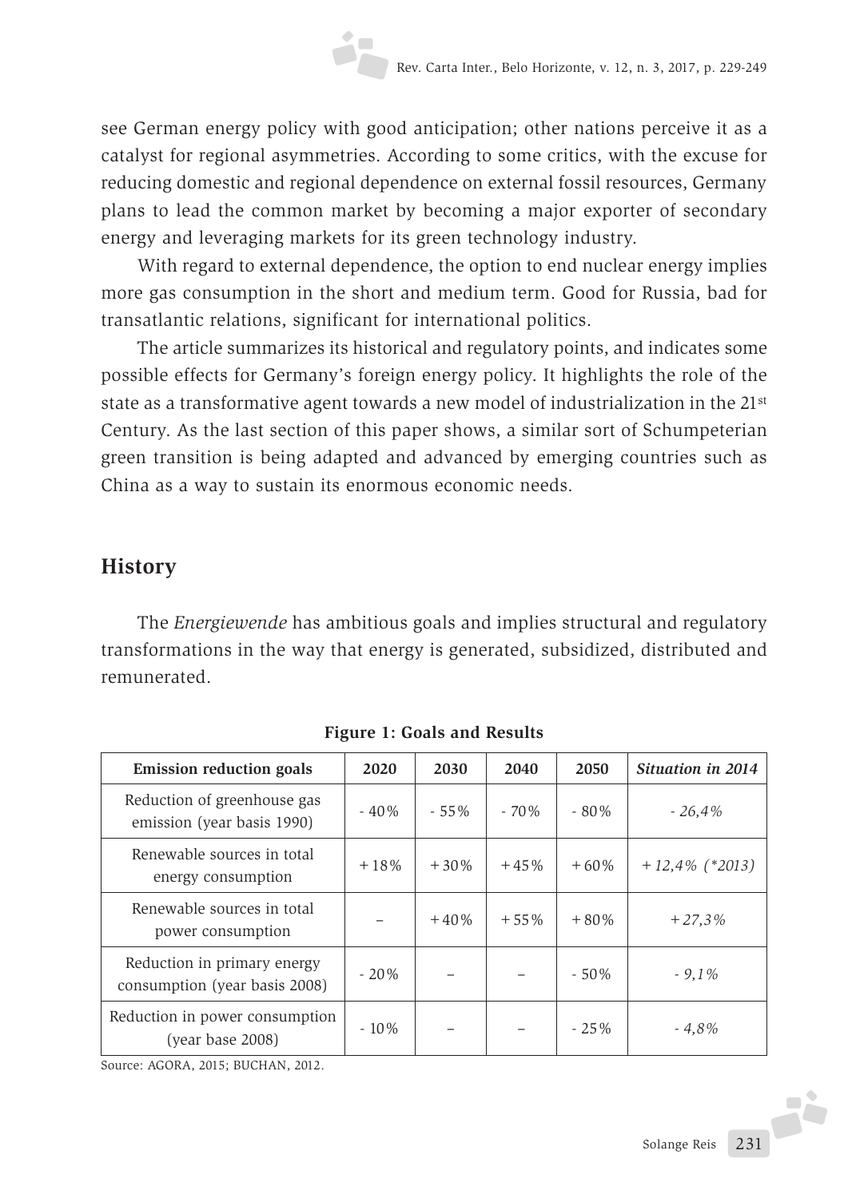see German energy policy with good anticipation; other nations perceive it as a catalyst for regional asymmetries. According to some critics, with the excuse for reducing domestic and regional dependence on external fossil resources, Germany plans to lead the common market by becoming a major exporter of secondary energy and leveraging markets for its green technology industry.

With regard to external dependence, the option to end nuclear energy implies more gas consumption in the short and medium term. Good for Russia, bad for transatlantic relations, significant for international politics.

The article summarizes its historical and regulatory points, and indicates some possible effects for Germany's foreign energy policy. It highlights the role of the state as a transformative agent towards a new model of industrialization in the 21st Century. As the last section of this paper shows, a similar sort of Schumpeterian green transition is being adapted and advanced by emerging countries such as China as a way to sustain its enormous economic needs.

## History

The *Energiewende* has ambitious goals and implies structural and regulatory transformations in the way that energy is generated, subsidized, distributed and remunerated.

**Figure 1: Goals and Results**

| Emission reduction goals | 2020 | 2030 | 2040 | 2050 | *Situation in 2014* |
|---|---|---|---|---|---|
| Reduction of greenhouse gas emission (year basis 1990) | - 40% | - 55% | - 70% | - 80% | *- 26,4%* |
| Renewable sources in total energy consumption | +18% | +30% | +45% | +60% | *+12,4% (\*2013)* |
| Renewable sources in total power consumption | – | +40% | +55% | +80% | *+27,3%* |
| Reduction in primary energy consumption (year basis 2008) | - 20% | – | – | - 50% | *- 9,1%* |
| Reduction in power consumption (year base 2008) | - 10% | – | – | - 25% | *- 4,8%* |

Source: AGORA, 2015; BUCHAN, 2012.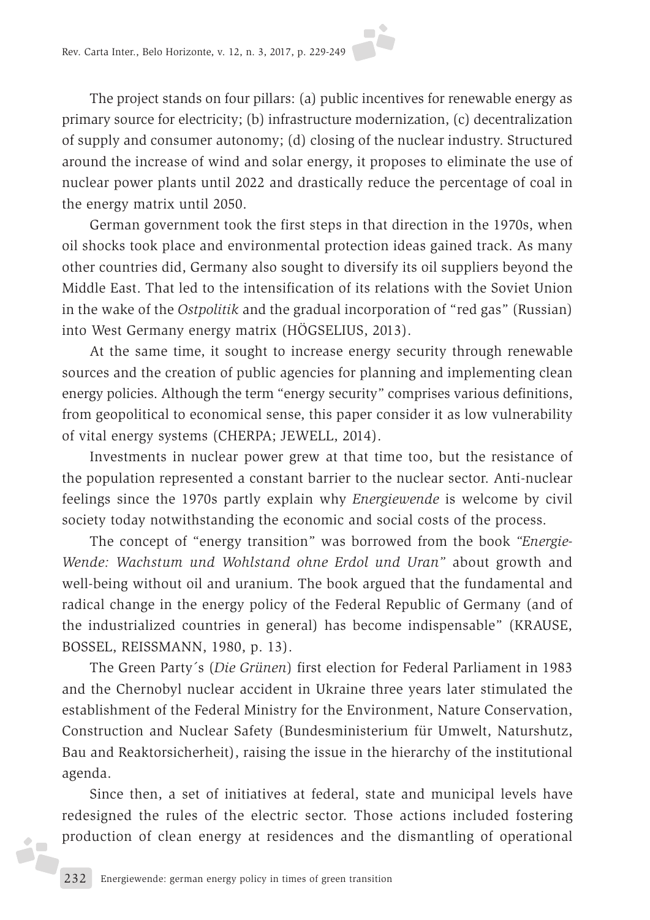The project stands on four pillars: (a) public incentives for renewable energy as primary source for electricity; (b) infrastructure modernization, (c) decentralization of supply and consumer autonomy; (d) closing of the nuclear industry. Structured around the increase of wind and solar energy, it proposes to eliminate the use of nuclear power plants until 2022 and drastically reduce the percentage of coal in the energy matrix until 2050.

German government took the first steps in that direction in the 1970s, when oil shocks took place and environmental protection ideas gained track. As many other countries did, Germany also sought to diversify its oil suppliers beyond the Middle East. That led to the intensification of its relations with the Soviet Union in the wake of the *Ostpolitik* and the gradual incorporation of "red gas" (Russian) into West Germany energy matrix (HÖGSELIUS, 2013).

At the same time, it sought to increase energy security through renewable sources and the creation of public agencies for planning and implementing clean energy policies. Although the term "energy security" comprises various definitions, from geopolitical to economical sense, this paper consider it as low vulnerability of vital energy systems (CHERPA; JEWELL, 2014).

Investments in nuclear power grew at that time too, but the resistance of the population represented a constant barrier to the nuclear sector. Anti-nuclear feelings since the 1970s partly explain why *Energiewende* is welcome by civil society today notwithstanding the economic and social costs of the process.

The concept of "energy transition" was borrowed from the book *"Energie-Wende: Wachstum und Wohlstand ohne Erdol und Uran"* about growth and well-being without oil and uranium. The book argued that the fundamental and radical change in the energy policy of the Federal Republic of Germany (and of the industrialized countries in general) has become indispensable" (KRAUSE, BOSSEL, REISSMANN, 1980, p. 13).

The Green Party´s (*Die Grünen*) first election for Federal Parliament in 1983 and the Chernobyl nuclear accident in Ukraine three years later stimulated the establishment of the Federal Ministry for the Environment, Nature Conservation, Construction and Nuclear Safety (Bundesministerium für Umwelt, Naturshutz, Bau and Reaktorsicherheit), raising the issue in the hierarchy of the institutional agenda.

Since then, a set of initiatives at federal, state and municipal levels have redesigned the rules of the electric sector. Those actions included fostering production of clean energy at residences and the dismantling of operational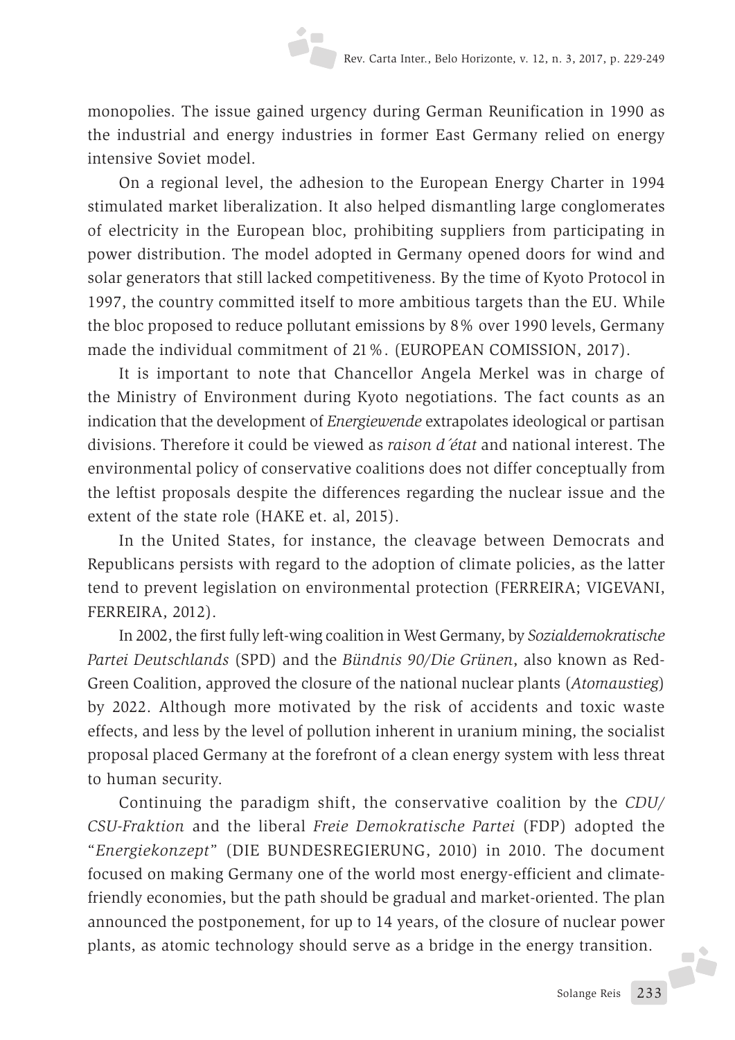monopolies. The issue gained urgency during German Reunification in 1990 as the industrial and energy industries in former East Germany relied on energy intensive Soviet model.

On a regional level, the adhesion to the European Energy Charter in 1994 stimulated market liberalization. It also helped dismantling large conglomerates of electricity in the European bloc, prohibiting suppliers from participating in power distribution. The model adopted in Germany opened doors for wind and solar generators that still lacked competitiveness. By the time of Kyoto Protocol in 1997, the country committed itself to more ambitious targets than the EU. While the bloc proposed to reduce pollutant emissions by 8% over 1990 levels, Germany made the individual commitment of 21%. (EUROPEAN COMISSION, 2017).

It is important to note that Chancellor Angela Merkel was in charge of the Ministry of Environment during Kyoto negotiations. The fact counts as an indication that the development of *Energiewende* extrapolates ideological or partisan divisions. Therefore it could be viewed as *raison d´état* and national interest. The environmental policy of conservative coalitions does not differ conceptually from the leftist proposals despite the differences regarding the nuclear issue and the extent of the state role (HAKE et. al, 2015).

In the United States, for instance, the cleavage between Democrats and Republicans persists with regard to the adoption of climate policies, as the latter tend to prevent legislation on environmental protection (FERREIRA; VIGEVANI, FERREIRA, 2012).

In 2002, the first fully left-wing coalition in West Germany, by *Sozialdemokratische Partei Deutschlands* (SPD) and the *Bündnis 90/Die Grünen*, also known as Red-Green Coalition, approved the closure of the national nuclear plants (*Atomaustieg*) by 2022. Although more motivated by the risk of accidents and toxic waste effects, and less by the level of pollution inherent in uranium mining, the socialist proposal placed Germany at the forefront of a clean energy system with less threat to human security.

Continuing the paradigm shift, the conservative coalition by the *CDU/CSU-Fraktion* and the liberal *Freie Demokratische Partei* (FDP) adopted the "*Energiekonzept*" (DIE BUNDESREGIERUNG, 2010) in 2010. The document focused on making Germany one of the world most energy-efficient and climate-friendly economies, but the path should be gradual and market-oriented. The plan announced the postponement, for up to 14 years, of the closure of nuclear power plants, as atomic technology should serve as a bridge in the energy transition.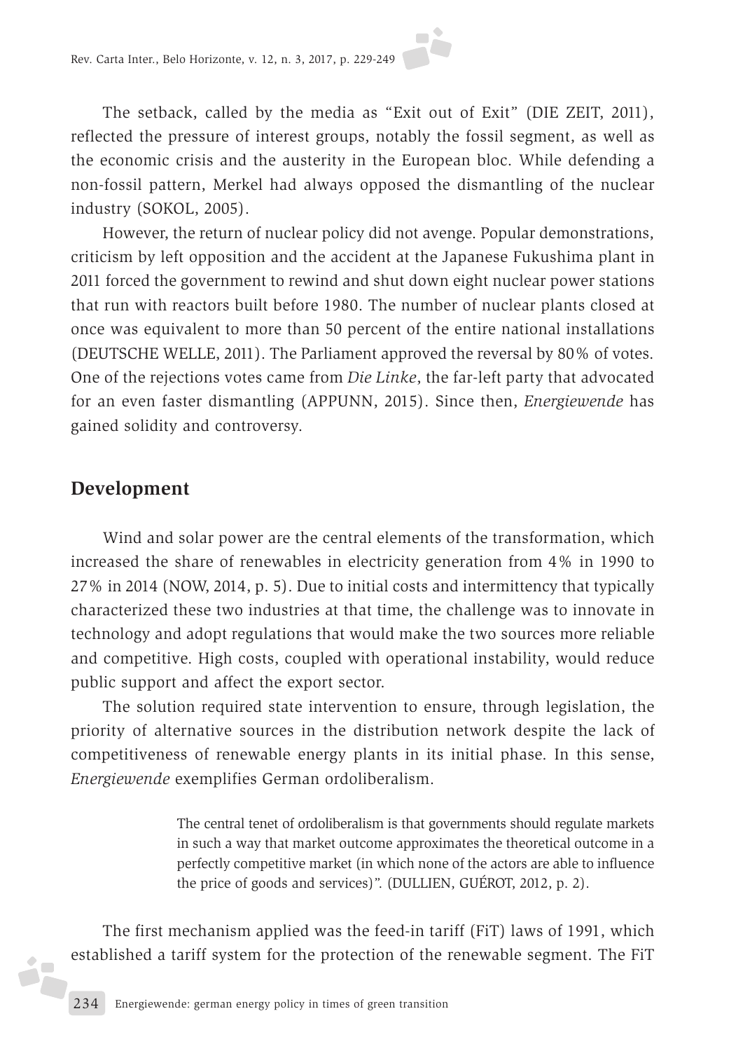The setback, called by the media as "Exit out of Exit" (DIE ZEIT, 2011), reflected the pressure of interest groups, notably the fossil segment, as well as the economic crisis and the austerity in the European bloc. While defending a non-fossil pattern, Merkel had always opposed the dismantling of the nuclear industry (SOKOL, 2005).

However, the return of nuclear policy did not avenge. Popular demonstrations, criticism by left opposition and the accident at the Japanese Fukushima plant in 2011 forced the government to rewind and shut down eight nuclear power stations that run with reactors built before 1980. The number of nuclear plants closed at once was equivalent to more than 50 percent of the entire national installations (DEUTSCHE WELLE, 2011). The Parliament approved the reversal by 80% of votes. One of the rejections votes came from *Die Linke*, the far-left party that advocated for an even faster dismantling (APPUNN, 2015). Since then, *Energiewende* has gained solidity and controversy.

## Development

Wind and solar power are the central elements of the transformation, which increased the share of renewables in electricity generation from 4% in 1990 to 27% in 2014 (NOW, 2014, p. 5). Due to initial costs and intermittency that typically characterized these two industries at that time, the challenge was to innovate in technology and adopt regulations that would make the two sources more reliable and competitive. High costs, coupled with operational instability, would reduce public support and affect the export sector.

The solution required state intervention to ensure, through legislation, the priority of alternative sources in the distribution network despite the lack of competitiveness of renewable energy plants in its initial phase. In this sense, *Energiewende* exemplifies German ordoliberalism.

> The central tenet of ordoliberalism is that governments should regulate markets in such a way that market outcome approximates the theoretical outcome in a perfectly competitive market (in which none of the actors are able to influence the price of goods and services)". (DULLIEN, GUÉROT, 2012, p. 2).

The first mechanism applied was the feed-in tariff (FiT) laws of 1991, which established a tariff system for the protection of the renewable segment. The FiT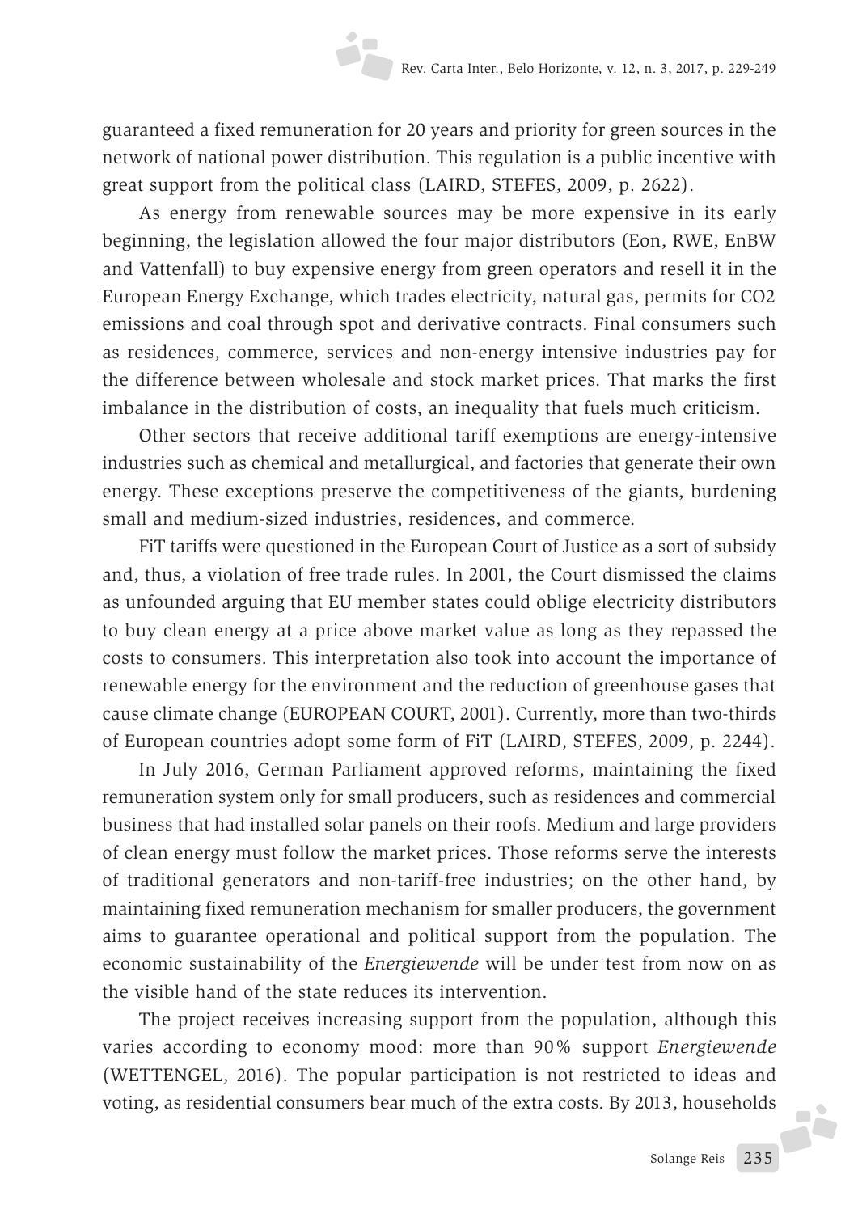guaranteed a fixed remuneration for 20 years and priority for green sources in the network of national power distribution. This regulation is a public incentive with great support from the political class (LAIRD, STEFES, 2009, p. 2622).

As energy from renewable sources may be more expensive in its early beginning, the legislation allowed the four major distributors (Eon, RWE, EnBW and Vattenfall) to buy expensive energy from green operators and resell it in the European Energy Exchange, which trades electricity, natural gas, permits for CO2 emissions and coal through spot and derivative contracts. Final consumers such as residences, commerce, services and non-energy intensive industries pay for the difference between wholesale and stock market prices. That marks the first imbalance in the distribution of costs, an inequality that fuels much criticism.

Other sectors that receive additional tariff exemptions are energy-intensive industries such as chemical and metallurgical, and factories that generate their own energy. These exceptions preserve the competitiveness of the giants, burdening small and medium-sized industries, residences, and commerce.

FiT tariffs were questioned in the European Court of Justice as a sort of subsidy and, thus, a violation of free trade rules. In 2001, the Court dismissed the claims as unfounded arguing that EU member states could oblige electricity distributors to buy clean energy at a price above market value as long as they repassed the costs to consumers. This interpretation also took into account the importance of renewable energy for the environment and the reduction of greenhouse gases that cause climate change (EUROPEAN COURT, 2001). Currently, more than two-thirds of European countries adopt some form of FiT (LAIRD, STEFES, 2009, p. 2244).

In July 2016, German Parliament approved reforms, maintaining the fixed remuneration system only for small producers, such as residences and commercial business that had installed solar panels on their roofs. Medium and large providers of clean energy must follow the market prices. Those reforms serve the interests of traditional generators and non-tariff-free industries; on the other hand, by maintaining fixed remuneration mechanism for smaller producers, the government aims to guarantee operational and political support from the population. The economic sustainability of the *Energiewende* will be under test from now on as the visible hand of the state reduces its intervention.

The project receives increasing support from the population, although this varies according to economy mood: more than 90% support *Energiewende* (WETTENGEL, 2016). The popular participation is not restricted to ideas and voting, as residential consumers bear much of the extra costs. By 2013, households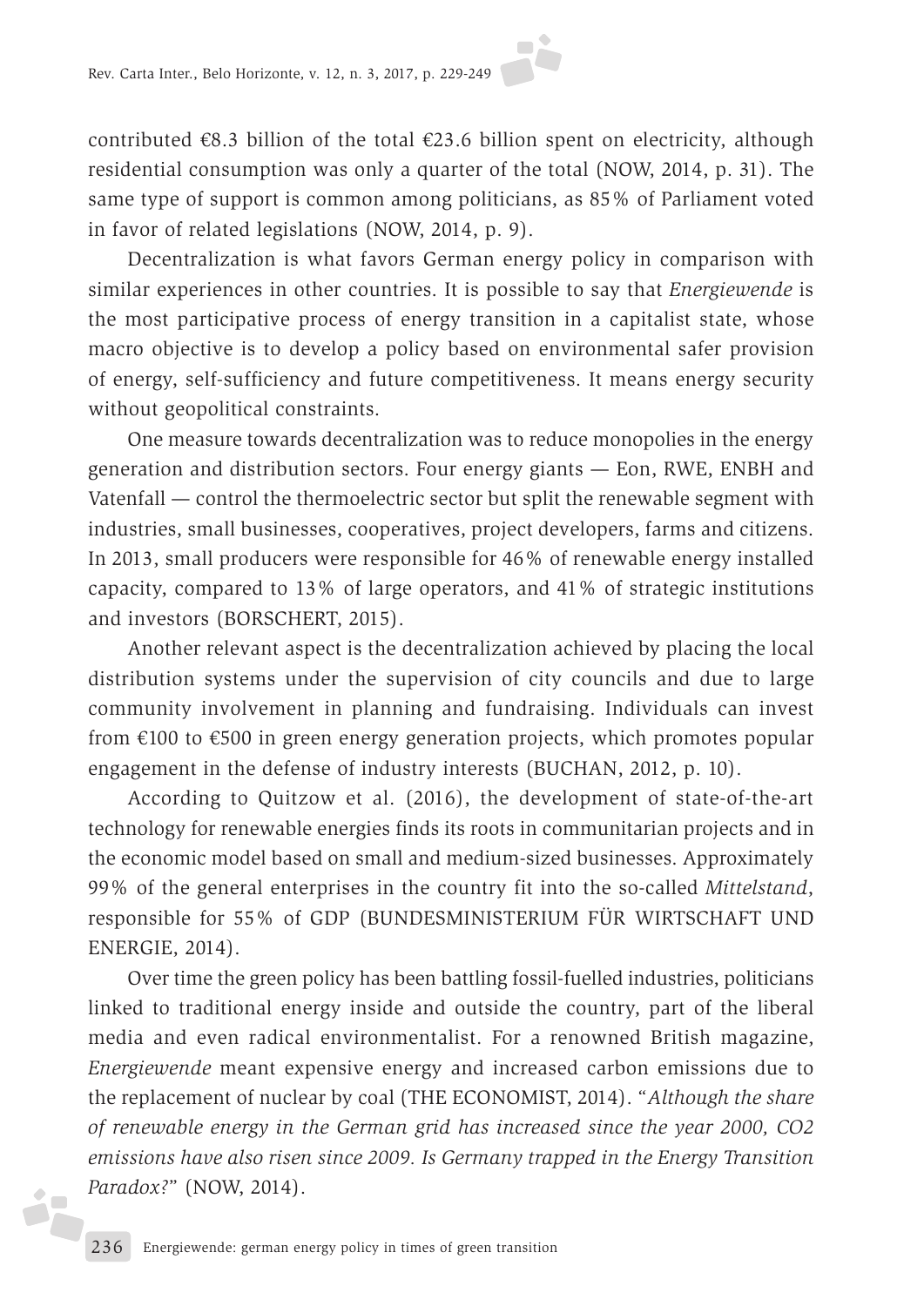contributed €8.3 billion of the total €23.6 billion spent on electricity, although residential consumption was only a quarter of the total (NOW, 2014, p. 31). The same type of support is common among politicians, as 85% of Parliament voted in favor of related legislations (NOW, 2014, p. 9).

Decentralization is what favors German energy policy in comparison with similar experiences in other countries. It is possible to say that *Energiewende* is the most participative process of energy transition in a capitalist state, whose macro objective is to develop a policy based on environmental safer provision of energy, self-sufficiency and future competitiveness. It means energy security without geopolitical constraints.

One measure towards decentralization was to reduce monopolies in the energy generation and distribution sectors. Four energy giants — Eon, RWE, ENBH and Vatenfall — control the thermoelectric sector but split the renewable segment with industries, small businesses, cooperatives, project developers, farms and citizens. In 2013, small producers were responsible for 46% of renewable energy installed capacity, compared to 13% of large operators, and 41% of strategic institutions and investors (BORSCHERT, 2015).

Another relevant aspect is the decentralization achieved by placing the local distribution systems under the supervision of city councils and due to large community involvement in planning and fundraising. Individuals can invest from €100 to €500 in green energy generation projects, which promotes popular engagement in the defense of industry interests (BUCHAN, 2012, p. 10).

According to Quitzow et al. (2016), the development of state-of-the-art technology for renewable energies finds its roots in communitarian projects and in the economic model based on small and medium-sized businesses. Approximately 99% of the general enterprises in the country fit into the so-called *Mittelstand*, responsible for 55% of GDP (BUNDESMINISTERIUM FÜR WIRTSCHAFT UND ENERGIE, 2014).

Over time the green policy has been battling fossil-fuelled industries, politicians linked to traditional energy inside and outside the country, part of the liberal media and even radical environmentalist. For a renowned British magazine, *Energiewende* meant expensive energy and increased carbon emissions due to the replacement of nuclear by coal (THE ECONOMIST, 2014). "*Although the share of renewable energy in the German grid has increased since the year 2000, CO2 emissions have also risen since 2009. Is Germany trapped in the Energy Transition Paradox?*" (NOW, 2014).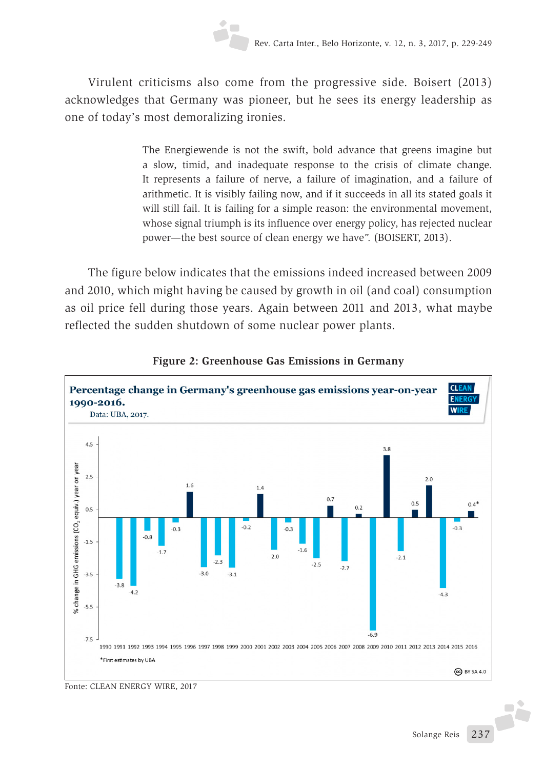Virulent criticisms also come from the progressive side. Boisert (2013) acknowledges that Germany was pioneer, but he sees its energy leadership as one of today's most demoralizing ironies.

> The Energiewende is not the swift, bold advance that greens imagine but a slow, timid, and inadequate response to the crisis of climate change. It represents a failure of nerve, a failure of imagination, and a failure of arithmetic. It is visibly failing now, and if it succeeds in all its stated goals it will still fail. It is failing for a simple reason: the environmental movement, whose signal triumph is its influence over energy policy, has rejected nuclear power—the best source of clean energy we have". (BOISERT, 2013).

The figure below indicates that the emissions indeed increased between 2009 and 2010, which might having be caused by growth in oil (and coal) consumption as oil price fell during those years. Again between 2011 and 2013, what maybe reflected the sudden shutdown of some nuclear power plants.

**Figure 2: Greenhouse Gas Emissions in Germany**

**Percentage change in Germany's greenhouse gas emissions year-on-year 1990-2016.**
Data: UBA, 2017.

| Year | % change in GHG emissions ($CO_2$ equiv.) year on year |
|---|---|
| 1991 | -3.8 |
| 1992 | -4.2 |
| 1993 | -0.8 |
| 1994 | -1.7 |
| 1995 | -0.3 |
| 1996 | 1.6 |
| 1997 | -3.0 |
| 1998 | -2.3 |
| 1999 | -3.1 |
| 2000 | -0.2 |
| 2001 | 1.4 |
| 2002 | -2.0 |
| 2003 | -0.3 |
| 2004 | -1.6 |
| 2005 | -2.5 |
| 2006 | 0.7 |
| 2007 | -2.7 |
| 2008 | 0.2 |
| 2009 | -6.9 |
| 2010 | 3.8 |
| 2011 | -2.1 |
| 2012 | 0.5 |
| 2013 | 2.0 |
| 2014 | -4.3 |
| 2015 | -0.3 |
| 2016 | 0.4* |

*First estimates by UBA

Fonte: CLEAN ENERGY WIRE, 2017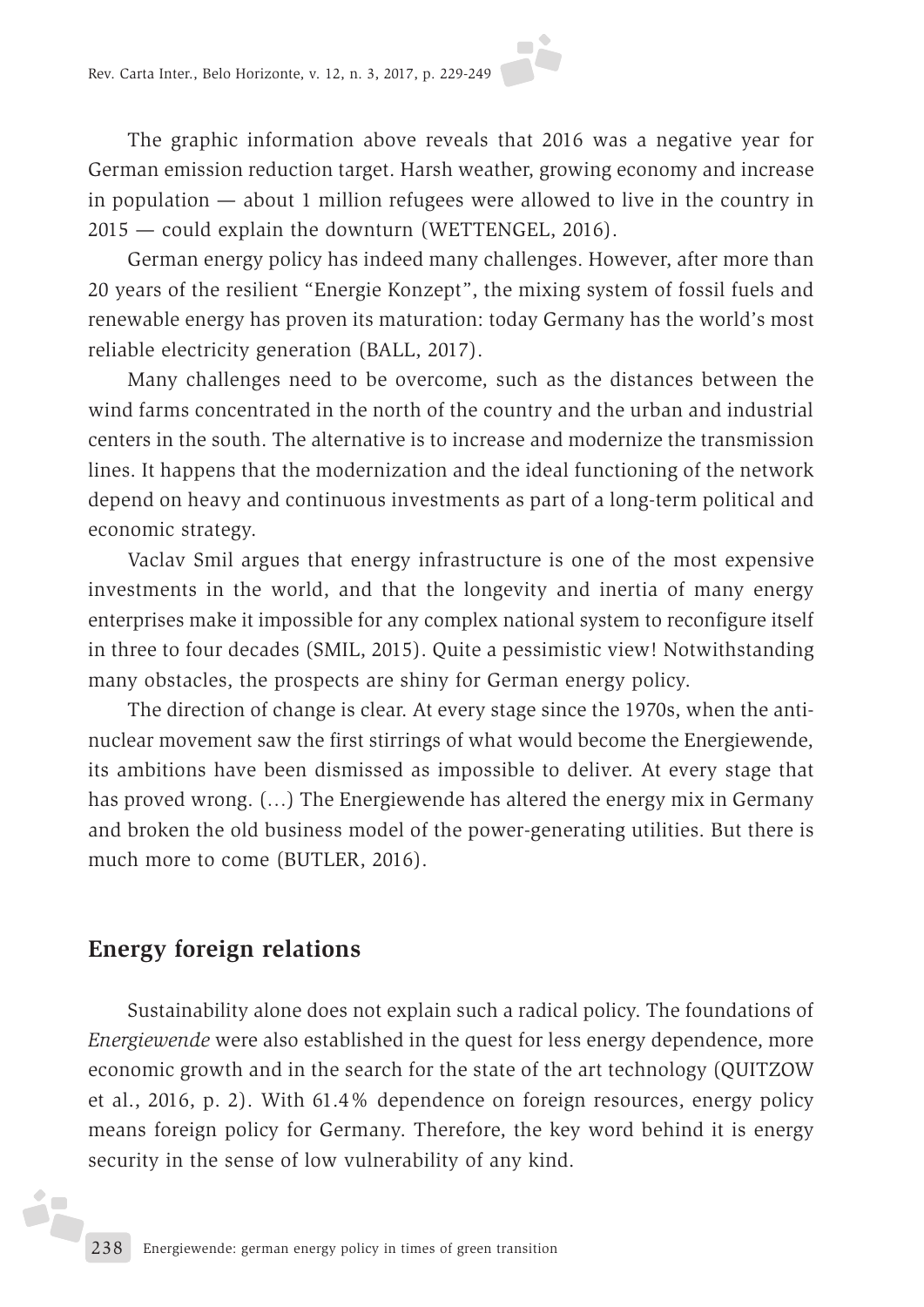The graphic information above reveals that 2016 was a negative year for German emission reduction target. Harsh weather, growing economy and increase in population — about 1 million refugees were allowed to live in the country in 2015 — could explain the downturn (WETTENGEL, 2016).

German energy policy has indeed many challenges. However, after more than 20 years of the resilient "Energie Konzept", the mixing system of fossil fuels and renewable energy has proven its maturation: today Germany has the world's most reliable electricity generation (BALL, 2017).

Many challenges need to be overcome, such as the distances between the wind farms concentrated in the north of the country and the urban and industrial centers in the south. The alternative is to increase and modernize the transmission lines. It happens that the modernization and the ideal functioning of the network depend on heavy and continuous investments as part of a long-term political and economic strategy.

Vaclav Smil argues that energy infrastructure is one of the most expensive investments in the world, and that the longevity and inertia of many energy enterprises make it impossible for any complex national system to reconfigure itself in three to four decades (SMIL, 2015). Quite a pessimistic view! Notwithstanding many obstacles, the prospects are shiny for German energy policy.

> The direction of change is clear. At every stage since the 1970s, when the anti-nuclear movement saw the first stirrings of what would become the Energiewende, its ambitions have been dismissed as impossible to deliver. At every stage that has proved wrong. (...) The Energiewende has altered the energy mix in Germany and broken the old business model of the power-generating utilities. But there is much more to come (BUTLER, 2016).

## Energy foreign relations

Sustainability alone does not explain such a radical policy. The foundations of *Energiewende* were also established in the quest for less energy dependence, more economic growth and in the search for the state of the art technology (QUITZOW et al., 2016, p. 2). With 61.4% dependence on foreign resources, energy policy means foreign policy for Germany. Therefore, the key word behind it is energy security in the sense of low vulnerability of any kind.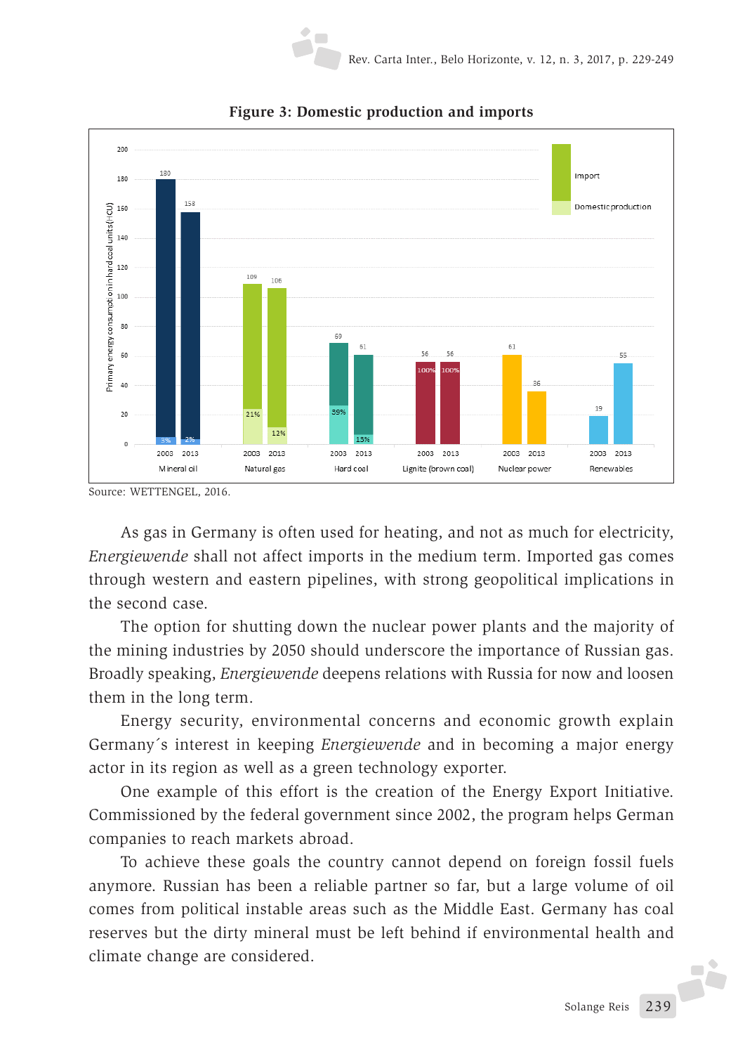**Figure 3: Domestic production and imports**

Source: WETTENGEL, 2016.

As gas in Germany is often used for heating, and not as much for electricity, *Energiewende* shall not affect imports in the medium term. Imported gas comes through western and eastern pipelines, with strong geopolitical implications in the second case.

The option for shutting down the nuclear power plants and the majority of the mining industries by 2050 should underscore the importance of Russian gas. Broadly speaking, *Energiewende* deepens relations with Russia for now and loosen them in the long term.

Energy security, environmental concerns and economic growth explain Germany´s interest in keeping *Energiewende* and in becoming a major energy actor in its region as well as a green technology exporter.

One example of this effort is the creation of the Energy Export Initiative. Commissioned by the federal government since 2002, the program helps German companies to reach markets abroad.

To achieve these goals the country cannot depend on foreign fossil fuels anymore. Russian has been a reliable partner so far, but a large volume of oil comes from political instable areas such as the Middle East. Germany has coal reserves but the dirty mineral must be left behind if environmental health and climate change are considered.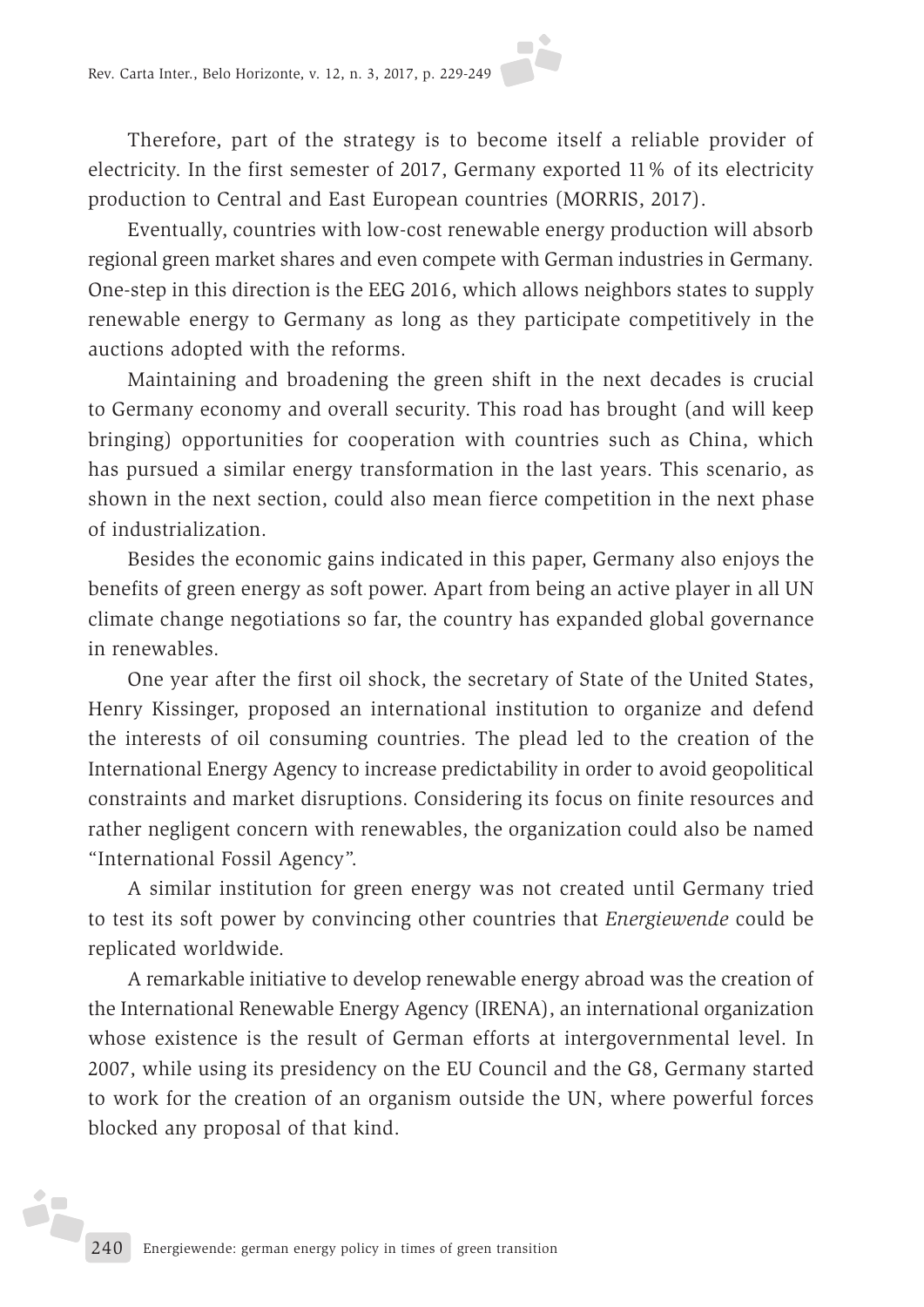Therefore, part of the strategy is to become itself a reliable provider of electricity. In the first semester of 2017, Germany exported 11% of its electricity production to Central and East European countries (MORRIS, 2017).

Eventually, countries with low-cost renewable energy production will absorb regional green market shares and even compete with German industries in Germany. One-step in this direction is the EEG 2016, which allows neighbors states to supply renewable energy to Germany as long as they participate competitively in the auctions adopted with the reforms.

Maintaining and broadening the green shift in the next decades is crucial to Germany economy and overall security. This road has brought (and will keep bringing) opportunities for cooperation with countries such as China, which has pursued a similar energy transformation in the last years. This scenario, as shown in the next section, could also mean fierce competition in the next phase of industrialization.

Besides the economic gains indicated in this paper, Germany also enjoys the benefits of green energy as soft power. Apart from being an active player in all UN climate change negotiations so far, the country has expanded global governance in renewables.

One year after the first oil shock, the secretary of State of the United States, Henry Kissinger, proposed an international institution to organize and defend the interests of oil consuming countries. The plead led to the creation of the International Energy Agency to increase predictability in order to avoid geopolitical constraints and market disruptions. Considering its focus on finite resources and rather negligent concern with renewables, the organization could also be named "International Fossil Agency".

A similar institution for green energy was not created until Germany tried to test its soft power by convincing other countries that *Energiewende* could be replicated worldwide.

A remarkable initiative to develop renewable energy abroad was the creation of the International Renewable Energy Agency (IRENA), an international organization whose existence is the result of German efforts at intergovernmental level. In 2007, while using its presidency on the EU Council and the G8, Germany started to work for the creation of an organism outside the UN, where powerful forces blocked any proposal of that kind.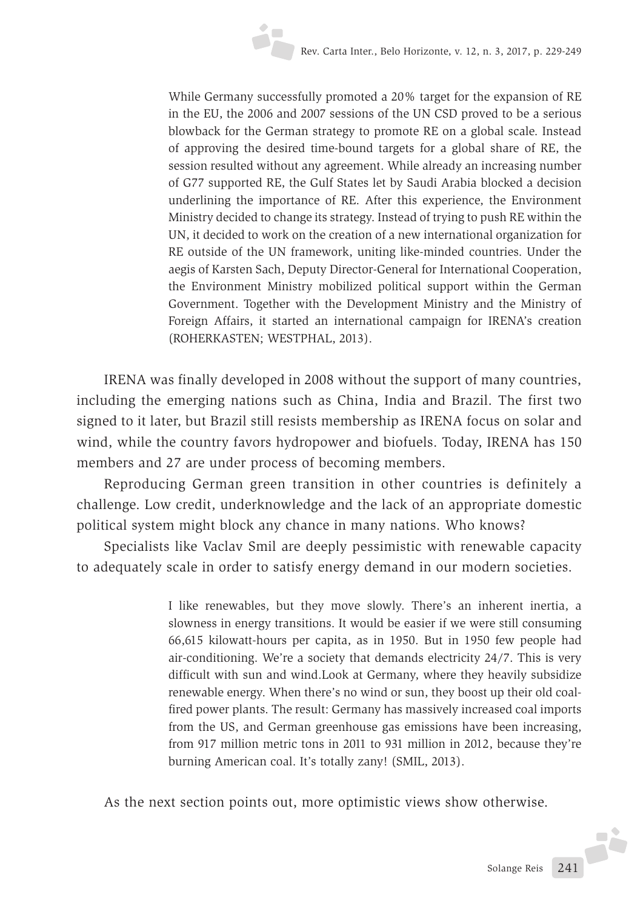> While Germany successfully promoted a 20% target for the expansion of RE in the EU, the 2006 and 2007 sessions of the UN CSD proved to be a serious blowback for the German strategy to promote RE on a global scale. Instead of approving the desired time-bound targets for a global share of RE, the session resulted without any agreement. While already an increasing number of G77 supported RE, the Gulf States let by Saudi Arabia blocked a decision underlining the importance of RE. After this experience, the Environment Ministry decided to change its strategy. Instead of trying to push RE within the UN, it decided to work on the creation of a new international organization for RE outside of the UN framework, uniting like-minded countries. Under the aegis of Karsten Sach, Deputy Director-General for International Cooperation, the Environment Ministry mobilized political support within the German Government. Together with the Development Ministry and the Ministry of Foreign Affairs, it started an international campaign for IRENA's creation (ROHERKASTEN; WESTPHAL, 2013).

IRENA was finally developed in 2008 without the support of many countries, including the emerging nations such as China, India and Brazil. The first two signed to it later, but Brazil still resists membership as IRENA focus on solar and wind, while the country favors hydropower and biofuels. Today, IRENA has 150 members and 27 are under process of becoming members.

Reproducing German green transition in other countries is definitely a challenge. Low credit, underknowledge and the lack of an appropriate domestic political system might block any chance in many nations. Who knows?

Specialists like Vaclav Smil are deeply pessimistic with renewable capacity to adequately scale in order to satisfy energy demand in our modern societies.

> I like renewables, but they move slowly. There's an inherent inertia, a slowness in energy transitions. It would be easier if we were still consuming 66,615 kilowatt-hours per capita, as in 1950. But in 1950 few people had air-conditioning. We're a society that demands electricity 24/7. This is very difficult with sun and wind.Look at Germany, where they heavily subsidize renewable energy. When there's no wind or sun, they boost up their old coal-fired power plants. The result: Germany has massively increased coal imports from the US, and German greenhouse gas emissions have been increasing, from 917 million metric tons in 2011 to 931 million in 2012, because they're burning American coal. It's totally zany! (SMIL, 2013).

As the next section points out, more optimistic views show otherwise.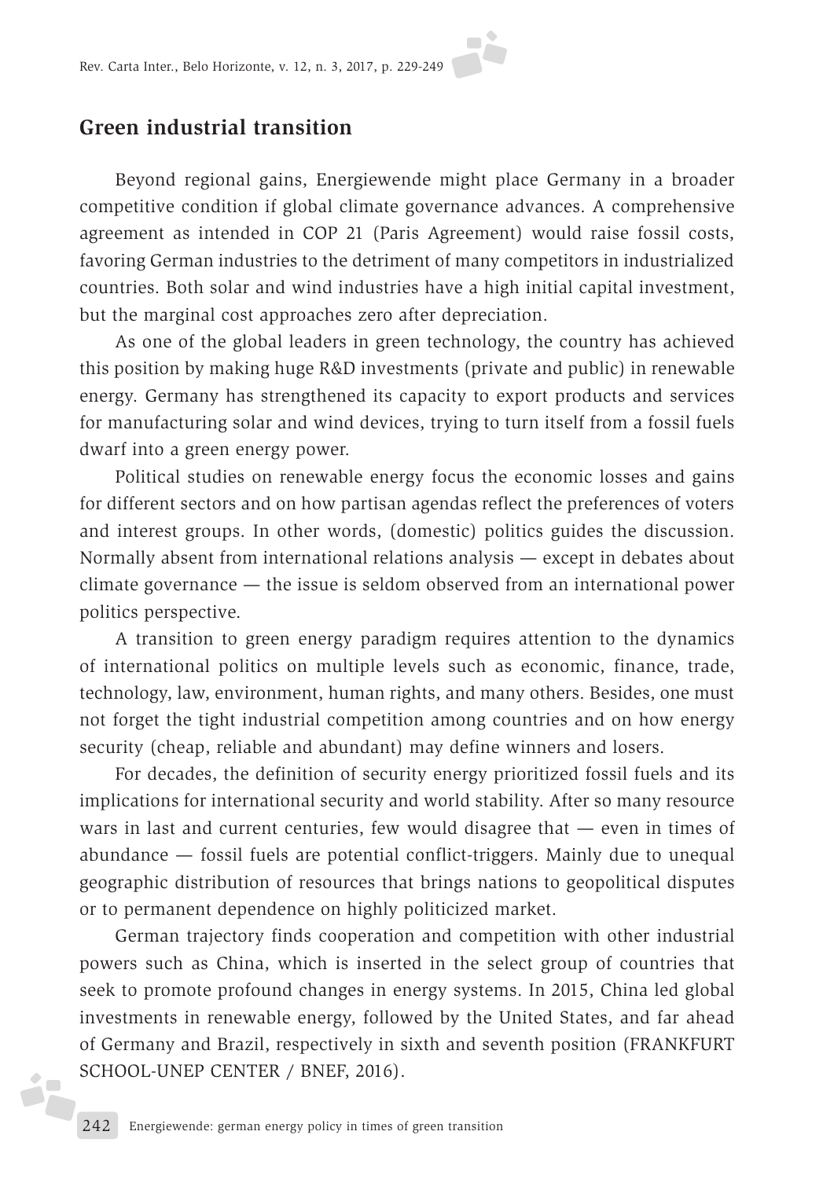## Green industrial transition

Beyond regional gains, Energiewende might place Germany in a broader competitive condition if global climate governance advances. A comprehensive agreement as intended in COP 21 (Paris Agreement) would raise fossil costs, favoring German industries to the detriment of many competitors in industrialized countries. Both solar and wind industries have a high initial capital investment, but the marginal cost approaches zero after depreciation.

As one of the global leaders in green technology, the country has achieved this position by making huge R&D investments (private and public) in renewable energy. Germany has strengthened its capacity to export products and services for manufacturing solar and wind devices, trying to turn itself from a fossil fuels dwarf into a green energy power.

Political studies on renewable energy focus the economic losses and gains for different sectors and on how partisan agendas reflect the preferences of voters and interest groups. In other words, (domestic) politics guides the discussion. Normally absent from international relations analysis — except in debates about climate governance — the issue is seldom observed from an international power politics perspective.

A transition to green energy paradigm requires attention to the dynamics of international politics on multiple levels such as economic, finance, trade, technology, law, environment, human rights, and many others. Besides, one must not forget the tight industrial competition among countries and on how energy security (cheap, reliable and abundant) may define winners and losers.

For decades, the definition of security energy prioritized fossil fuels and its implications for international security and world stability. After so many resource wars in last and current centuries, few would disagree that — even in times of abundance — fossil fuels are potential conflict-triggers. Mainly due to unequal geographic distribution of resources that brings nations to geopolitical disputes or to permanent dependence on highly politicized market.

German trajectory finds cooperation and competition with other industrial powers such as China, which is inserted in the select group of countries that seek to promote profound changes in energy systems. In 2015, China led global investments in renewable energy, followed by the United States, and far ahead of Germany and Brazil, respectively in sixth and seventh position (FRANKFURT SCHOOL-UNEP CENTER / BNEF, 2016).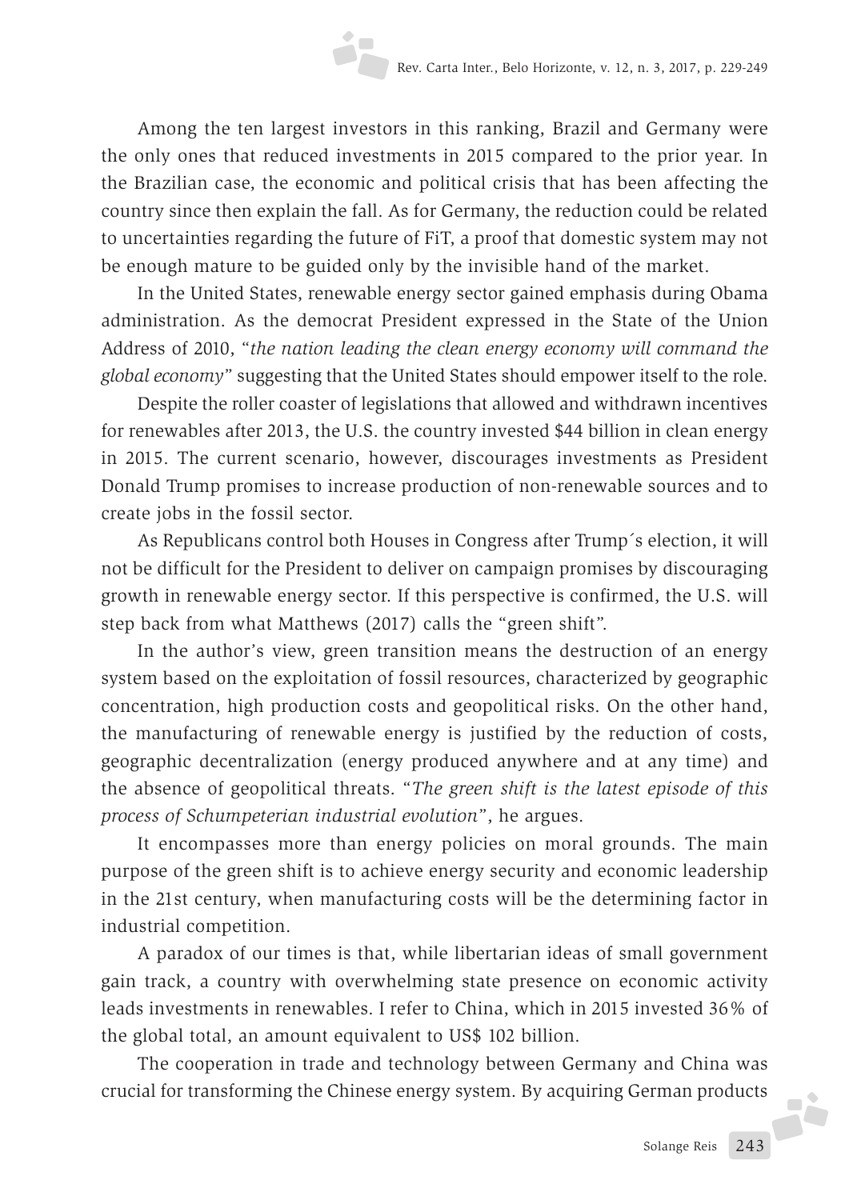Among the ten largest investors in this ranking, Brazil and Germany were the only ones that reduced investments in 2015 compared to the prior year. In the Brazilian case, the economic and political crisis that has been affecting the country since then explain the fall. As for Germany, the reduction could be related to uncertainties regarding the future of FiT, a proof that domestic system may not be enough mature to be guided only by the invisible hand of the market.

In the United States, renewable energy sector gained emphasis during Obama administration. As the democrat President expressed in the State of the Union Address of 2010, "*the nation leading the clean energy economy will command the global economy*" suggesting that the United States should empower itself to the role.

Despite the roller coaster of legislations that allowed and withdrawn incentives for renewables after 2013, the U.S. the country invested $44 billion in clean energy in 2015. The current scenario, however, discourages investments as President Donald Trump promises to increase production of non-renewable sources and to create jobs in the fossil sector.

As Republicans control both Houses in Congress after Trump´s election, it will not be difficult for the President to deliver on campaign promises by discouraging growth in renewable energy sector. If this perspective is confirmed, the U.S. will step back from what Matthews (2017) calls the "green shift".

In the author's view, green transition means the destruction of an energy system based on the exploitation of fossil resources, characterized by geographic concentration, high production costs and geopolitical risks. On the other hand, the manufacturing of renewable energy is justified by the reduction of costs, geographic decentralization (energy produced anywhere and at any time) and the absence of geopolitical threats. "*The green shift is the latest episode of this process of Schumpeterian industrial evolution*", he argues.

It encompasses more than energy policies on moral grounds. The main purpose of the green shift is to achieve energy security and economic leadership in the 21st century, when manufacturing costs will be the determining factor in industrial competition.

A paradox of our times is that, while libertarian ideas of small government gain track, a country with overwhelming state presence on economic activity leads investments in renewables. I refer to China, which in 2015 invested 36% of the global total, an amount equivalent to US$ 102 billion.

The cooperation in trade and technology between Germany and China was crucial for transforming the Chinese energy system. By acquiring German products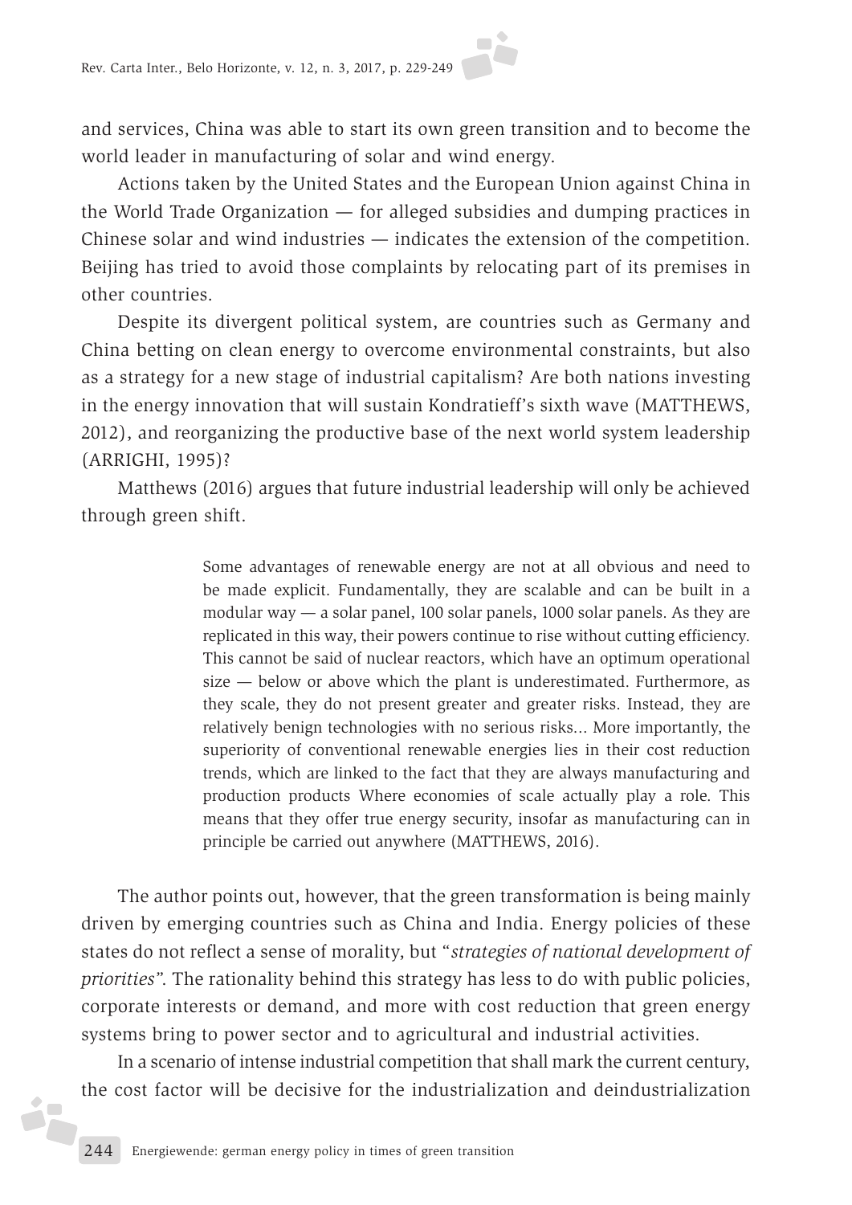and services, China was able to start its own green transition and to become the world leader in manufacturing of solar and wind energy.

Actions taken by the United States and the European Union against China in the World Trade Organization — for alleged subsidies and dumping practices in Chinese solar and wind industries — indicates the extension of the competition. Beijing has tried to avoid those complaints by relocating part of its premises in other countries.

Despite its divergent political system, are countries such as Germany and China betting on clean energy to overcome environmental constraints, but also as a strategy for a new stage of industrial capitalism? Are both nations investing in the energy innovation that will sustain Kondratieff's sixth wave (MATTHEWS, 2012), and reorganizing the productive base of the next world system leadership (ARRIGHI, 1995)?

Matthews (2016) argues that future industrial leadership will only be achieved through green shift.

> Some advantages of renewable energy are not at all obvious and need to be made explicit. Fundamentally, they are scalable and can be built in a modular way — a solar panel, 100 solar panels, 1000 solar panels. As they are replicated in this way, their powers continue to rise without cutting efficiency. This cannot be said of nuclear reactors, which have an optimum operational size — below or above which the plant is underestimated. Furthermore, as they scale, they do not present greater and greater risks. Instead, they are relatively benign technologies with no serious risks... More importantly, the superiority of conventional renewable energies lies in their cost reduction trends, which are linked to the fact that they are always manufacturing and production products Where economies of scale actually play a role. This means that they offer true energy security, insofar as manufacturing can in principle be carried out anywhere (MATTHEWS, 2016).

The author points out, however, that the green transformation is being mainly driven by emerging countries such as China and India. Energy policies of these states do not reflect a sense of morality, but "*strategies of national development of priorities*". The rationality behind this strategy has less to do with public policies, corporate interests or demand, and more with cost reduction that green energy systems bring to power sector and to agricultural and industrial activities.

In a scenario of intense industrial competition that shall mark the current century, the cost factor will be decisive for the industrialization and deindustrialization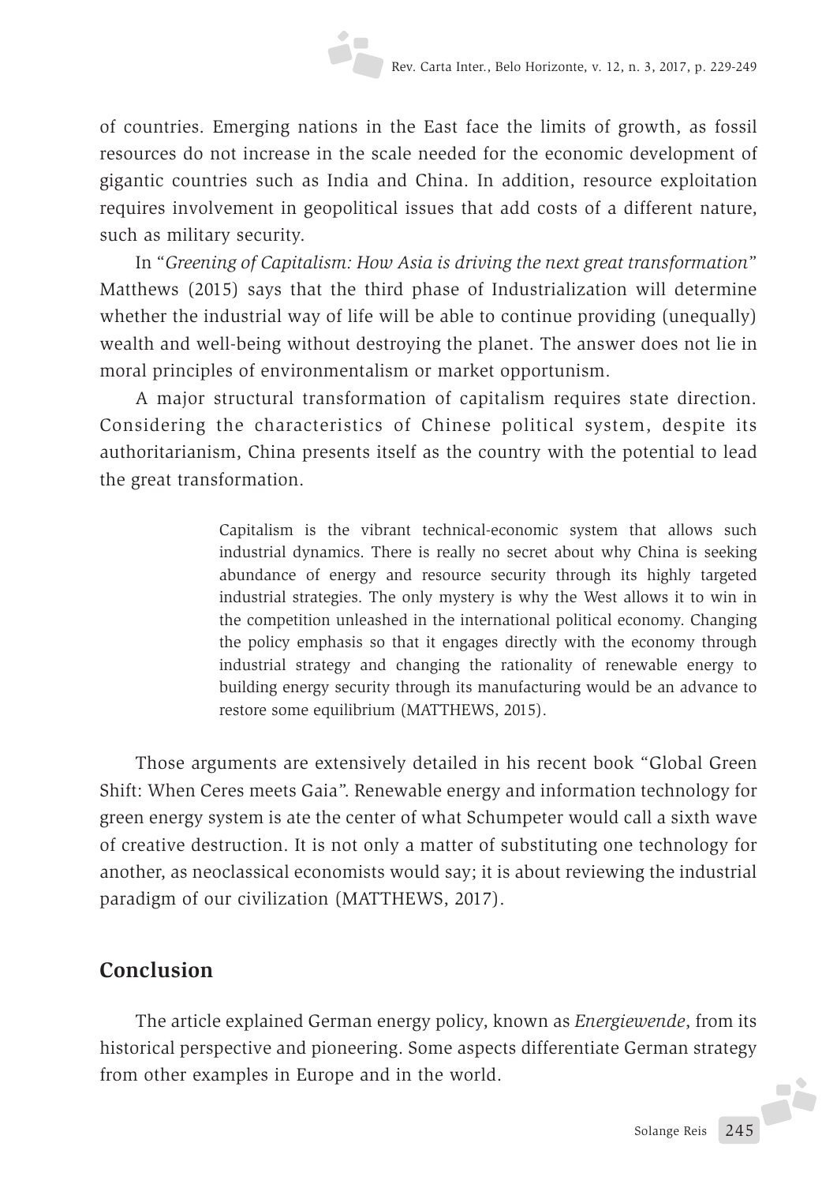of countries. Emerging nations in the East face the limits of growth, as fossil resources do not increase in the scale needed for the economic development of gigantic countries such as India and China. In addition, resource exploitation requires involvement in geopolitical issues that add costs of a different nature, such as military security.

In "*Greening of Capitalism: How Asia is driving the next great transformation*" Matthews (2015) says that the third phase of Industrialization will determine whether the industrial way of life will be able to continue providing (unequally) wealth and well-being without destroying the planet. The answer does not lie in moral principles of environmentalism or market opportunism.

A major structural transformation of capitalism requires state direction. Considering the characteristics of Chinese political system, despite its authoritarianism, China presents itself as the country with the potential to lead the great transformation.

> Capitalism is the vibrant technical-economic system that allows such industrial dynamics. There is really no secret about why China is seeking abundance of energy and resource security through its highly targeted industrial strategies. The only mystery is why the West allows it to win in the competition unleashed in the international political economy. Changing the policy emphasis so that it engages directly with the economy through industrial strategy and changing the rationality of renewable energy to building energy security through its manufacturing would be an advance to restore some equilibrium (MATTHEWS, 2015).

Those arguments are extensively detailed in his recent book "Global Green Shift: When Ceres meets Gaia". Renewable energy and information technology for green energy system is ate the center of what Schumpeter would call a sixth wave of creative destruction. It is not only a matter of substituting one technology for another, as neoclassical economists would say; it is about reviewing the industrial paradigm of our civilization (MATTHEWS, 2017).

## Conclusion

The article explained German energy policy, known as *Energiewende*, from its historical perspective and pioneering. Some aspects differentiate German strategy from other examples in Europe and in the world.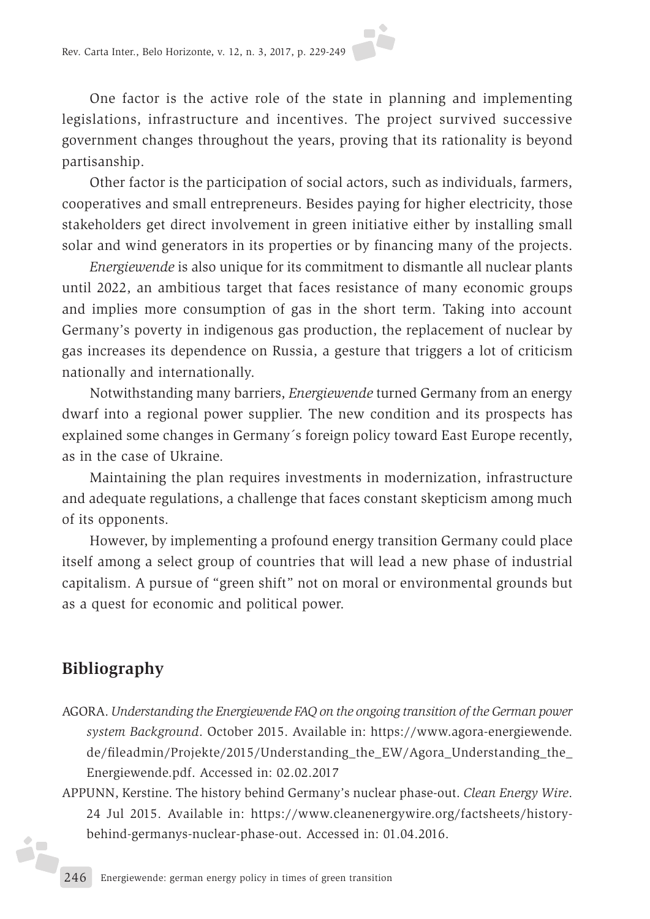One factor is the active role of the state in planning and implementing legislations, infrastructure and incentives. The project survived successive government changes throughout the years, proving that its rationality is beyond partisanship.

Other factor is the participation of social actors, such as individuals, farmers, cooperatives and small entrepreneurs. Besides paying for higher electricity, those stakeholders get direct involvement in green initiative either by installing small solar and wind generators in its properties or by financing many of the projects.

*Energiewende* is also unique for its commitment to dismantle all nuclear plants until 2022, an ambitious target that faces resistance of many economic groups and implies more consumption of gas in the short term. Taking into account Germany's poverty in indigenous gas production, the replacement of nuclear by gas increases its dependence on Russia, a gesture that triggers a lot of criticism nationally and internationally.

Notwithstanding many barriers, *Energiewende* turned Germany from an energy dwarf into a regional power supplier. The new condition and its prospects has explained some changes in Germany´s foreign policy toward East Europe recently, as in the case of Ukraine.

Maintaining the plan requires investments in modernization, infrastructure and adequate regulations, a challenge that faces constant skepticism among much of its opponents.

However, by implementing a profound energy transition Germany could place itself among a select group of countries that will lead a new phase of industrial capitalism. A pursue of "green shift" not on moral or environmental grounds but as a quest for economic and political power.

## Bibliography

AGORA. *Understanding the Energiewende FAQ on the ongoing transition of the German power system Background*. October 2015. Available in: https://www.agora-energiewende.de/fileadmin/Projekte/2015/Understanding_the_EW/Agora_Understanding_the_Energiewende.pdf. Accessed in: 02.02.2017

APPUNN, Kerstine. The history behind Germany's nuclear phase-out. *Clean Energy Wire*. 24 Jul 2015. Available in: https://www.cleanenergywire.org/factsheets/history-behind-germanys-nuclear-phase-out. Accessed in: 01.04.2016.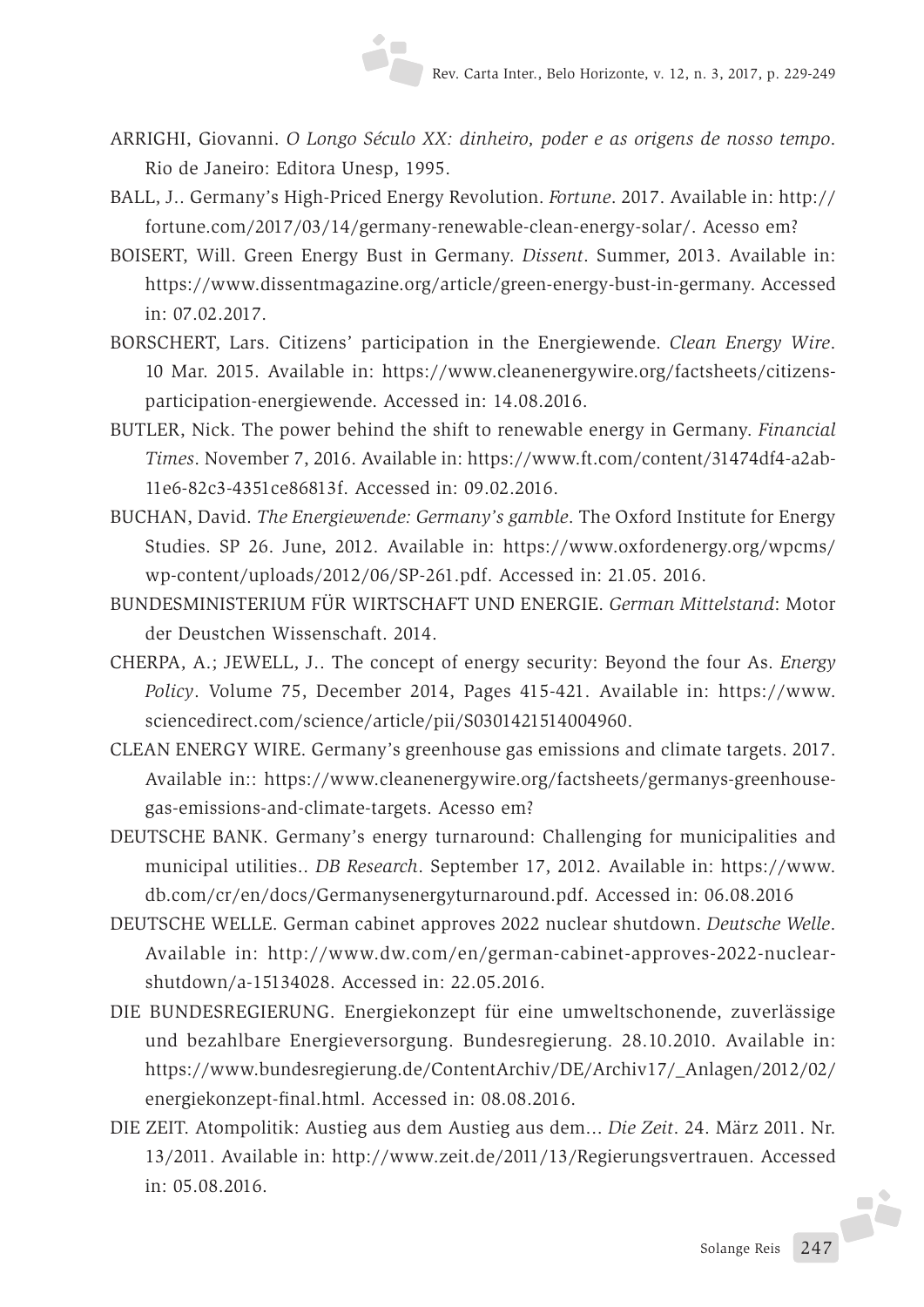ARRIGHI, Giovanni. *O Longo Século XX: dinheiro, poder e as origens de nosso tempo*. Rio de Janeiro: Editora Unesp, 1995.

BALL, J.. Germany's High-Priced Energy Revolution. *Fortune*. 2017. Available in: http://fortune.com/2017/03/14/germany-renewable-clean-energy-solar/. Acesso em?

BOISERT, Will. Green Energy Bust in Germany. *Dissent*. Summer, 2013. Available in: https://www.dissentmagazine.org/article/green-energy-bust-in-germany. Accessed in: 07.02.2017.

BORSCHERT, Lars. Citizens' participation in the Energiewende. *Clean Energy Wire*. 10 Mar. 2015. Available in: https://www.cleanenergywire.org/factsheets/citizens-participation-energiewende. Accessed in: 14.08.2016.

BUTLER, Nick. The power behind the shift to renewable energy in Germany. *Financial Times*. November 7, 2016. Available in: https://www.ft.com/content/31474df4-a2ab-11e6-82c3-4351ce86813f. Accessed in: 09.02.2016.

BUCHAN, David. *The Energiewende: Germany's gamble*. The Oxford Institute for Energy Studies. SP 26. June, 2012. Available in: https://www.oxfordenergy.org/wpcms/wp-content/uploads/2012/06/SP-261.pdf. Accessed in: 21.05. 2016.

BUNDESMINISTERIUM FÜR WIRTSCHAFT UND ENERGIE. *German Mittelstand*: Motor der Deustchen Wissenschaft. 2014.

CHERPA, A.; JEWELL, J.. The concept of energy security: Beyond the four As. *Energy Policy*. Volume 75, December 2014, Pages 415-421. Available in: https://www.sciencedirect.com/science/article/pii/S0301421514004960.

CLEAN ENERGY WIRE. Germany's greenhouse gas emissions and climate targets. 2017. Available in:: https://www.cleanenergywire.org/factsheets/germanys-greenhouse-gas-emissions-and-climate-targets. Acesso em?

DEUTSCHE BANK. Germany's energy turnaround: Challenging for municipalities and municipal utilities.. *DB Research*. September 17, 2012. Available in: https://www.db.com/cr/en/docs/Germanysenergyturnaround.pdf. Accessed in: 06.08.2016

DEUTSCHE WELLE. German cabinet approves 2022 nuclear shutdown. *Deutsche Welle*. Available in: http://www.dw.com/en/german-cabinet-approves-2022-nuclear-shutdown/a-15134028. Accessed in: 22.05.2016.

DIE BUNDESREGIERUNG. Energiekonzept für eine umweltschonende, zuverlässige und bezahlbare Energieversorgung. Bundesregierung. 28.10.2010. Available in: https://www.bundesregierung.de/ContentArchiv/DE/Archiv17/_Anlagen/2012/02/energiekonzept-final.html. Accessed in: 08.08.2016.

DIE ZEIT. Atompolitik: Austieg aus dem Austieg aus dem... *Die Zeit*. 24. März 2011. Nr. 13/2011. Available in: http://www.zeit.de/2011/13/Regierungsvertrauen. Accessed in: 05.08.2016.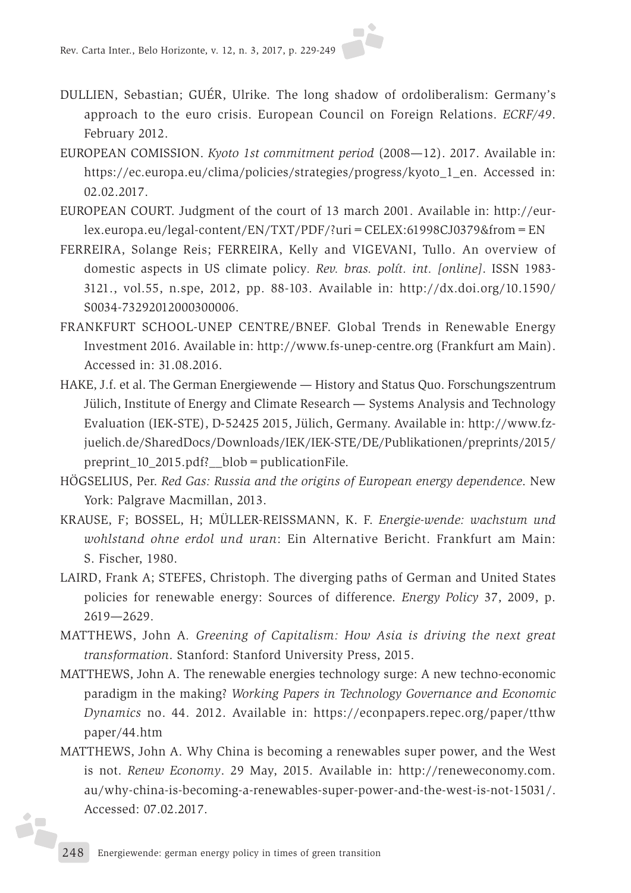DULLIEN, Sebastian; GUÉR, Ulrike. The long shadow of ordoliberalism: Germany's approach to the euro crisis. European Council on Foreign Relations. *ECRF/49*. February 2012.

EUROPEAN COMISSION. *Kyoto 1st commitment period* (2008—12). 2017. Available in: https://ec.europa.eu/clima/policies/strategies/progress/kyoto_1_en. Accessed in: 02.02.2017.

EUROPEAN COURT. Judgment of the court of 13 march 2001. Available in: http://eur-lex.europa.eu/legal-content/EN/TXT/PDF/?uri=CELEX:61998CJ0379&from=EN

FERREIRA, Solange Reis; FERREIRA, Kelly and VIGEVANI, Tullo. An overview of domestic aspects in US climate policy. *Rev. bras. polít. int. [online]*. ISSN 1983-3121., vol.55, n.spe, 2012, pp. 88-103. Available in: http://dx.doi.org/10.1590/S0034-73292012000300006.

FRANKFURT SCHOOL-UNEP CENTRE/BNEF. Global Trends in Renewable Energy Investment 2016. Available in: http://www.fs-unep-centre.org (Frankfurt am Main). Accessed in: 31.08.2016.

HAKE, J.f. et al. The German Energiewende — History and Status Quo. Forschungszentrum Jülich, Institute of Energy and Climate Research — Systems Analysis and Technology Evaluation (IEK-STE), D-52425 2015, Jülich, Germany. Available in: http://www.fz-juelich.de/SharedDocs/Downloads/IEK/IEK-STE/DE/Publikationen/preprints/2015/preprint_10_2015.pdf?__blob=publicationFile.

HÖGSELIUS, Per. *Red Gas: Russia and the origins of European energy dependence*. New York: Palgrave Macmillan, 2013.

KRAUSE, F; BOSSEL, H; MÜLLER-REISSMANN, K. F. *Energie-wende: wachstum und wohlstand ohne erdol und uran*: Ein Alternative Bericht. Frankfurt am Main: S. Fischer, 1980.

LAIRD, Frank A; STEFES, Christoph. The diverging paths of German and United States policies for renewable energy: Sources of difference. *Energy Policy* 37, 2009, p. 2619—2629.

MATTHEWS, John A. *Greening of Capitalism: How Asia is driving the next great transformation*. Stanford: Stanford University Press, 2015.

MATTHEWS, John A. The renewable energies technology surge: A new techno-economic paradigm in the making? *Working Papers in Technology Governance and Economic Dynamics* no. 44. 2012. Available in: https://econpapers.repec.org/paper/tthwpaper/44.htm

MATTHEWS, John A. Why China is becoming a renewables super power, and the West is not. *Renew Economy*. 29 May, 2015. Available in: http://reneweconomy.com.au/why-china-is-becoming-a-renewables-super-power-and-the-west-is-not-15031/. Accessed: 07.02.2017.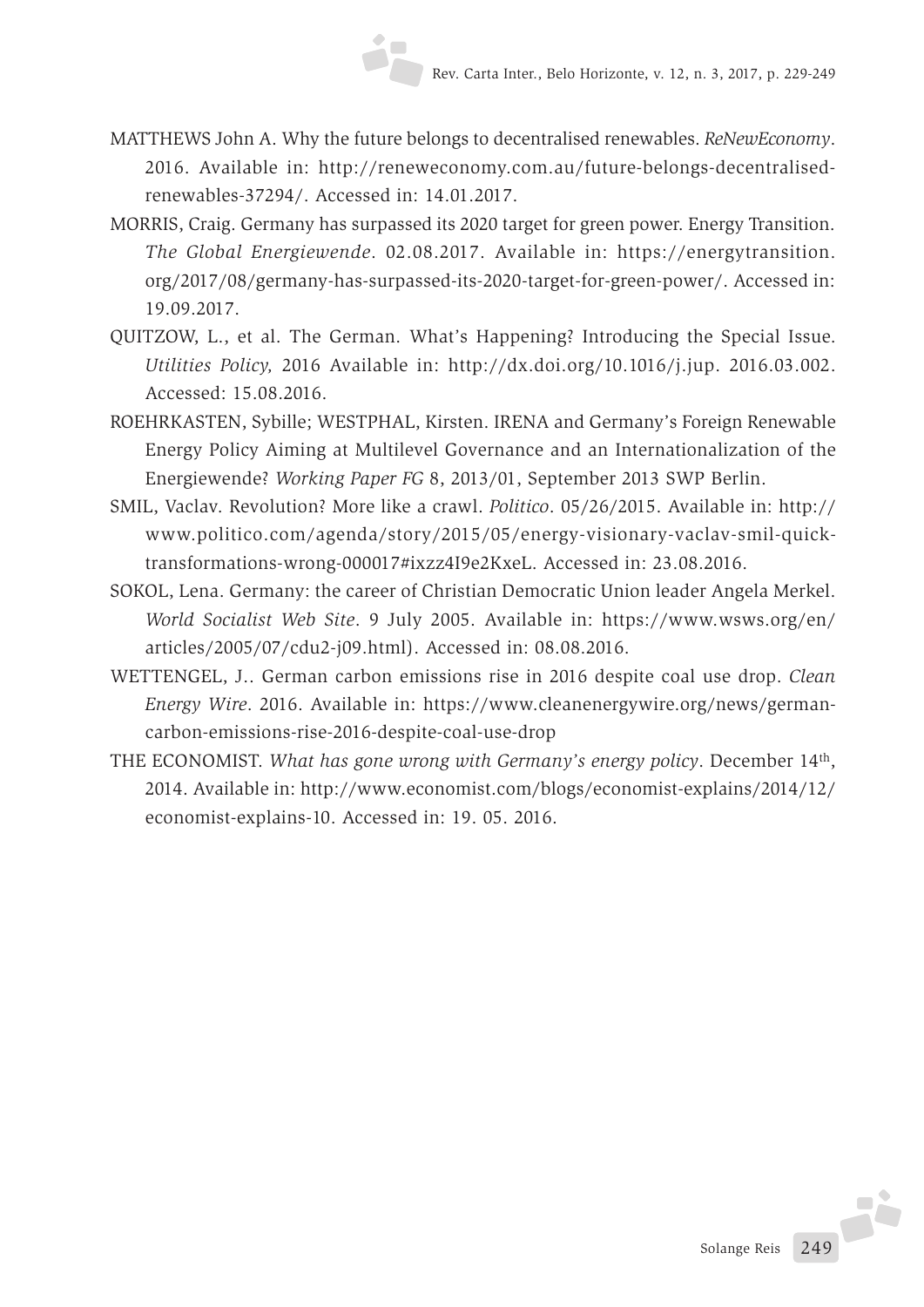MATTHEWS John A. Why the future belongs to decentralised renewables. *ReNewEconomy*. 2016. Available in: http://reneweconomy.com.au/future-belongs-decentralised-renewables-37294/. Accessed in: 14.01.2017.

MORRIS, Craig. Germany has surpassed its 2020 target for green power. Energy Transition. *The Global Energiewende*. 02.08.2017. Available in: https://energytransition.org/2017/08/germany-has-surpassed-its-2020-target-for-green-power/. Accessed in: 19.09.2017.

QUITZOW, L., et al. The German. What's Happening? Introducing the Special Issue. *Utilities Policy,* 2016 Available in: http://dx.doi.org/10.1016/j.jup. 2016.03.002. Accessed: 15.08.2016.

ROEHRKASTEN, Sybille; WESTPHAL, Kirsten. IRENA and Germany's Foreign Renewable Energy Policy Aiming at Multilevel Governance and an Internationalization of the Energiewende? *Working Paper FG* 8, 2013/01, September 2013 SWP Berlin.

SMIL, Vaclav. Revolution? More like a crawl. *Politico*. 05/26/2015. Available in: http://www.politico.com/agenda/story/2015/05/energy-visionary-vaclav-smil-quick-transformations-wrong-000017#ixzz4I9e2KxeL. Accessed in: 23.08.2016.

SOKOL, Lena. Germany: the career of Christian Democratic Union leader Angela Merkel. *World Socialist Web Site*. 9 July 2005. Available in: https://www.wsws.org/en/articles/2005/07/cdu2-j09.html). Accessed in: 08.08.2016.

WETTENGEL, J.. German carbon emissions rise in 2016 despite coal use drop. *Clean Energy Wire*. 2016. Available in: https://www.cleanenergywire.org/news/german-carbon-emissions-rise-2016-despite-coal-use-drop

THE ECONOMIST. *What has gone wrong with Germany's energy policy*. December 14th, 2014. Available in: http://www.economist.com/blogs/economist-explains/2014/12/economist-explains-10. Accessed in: 19. 05. 2016.